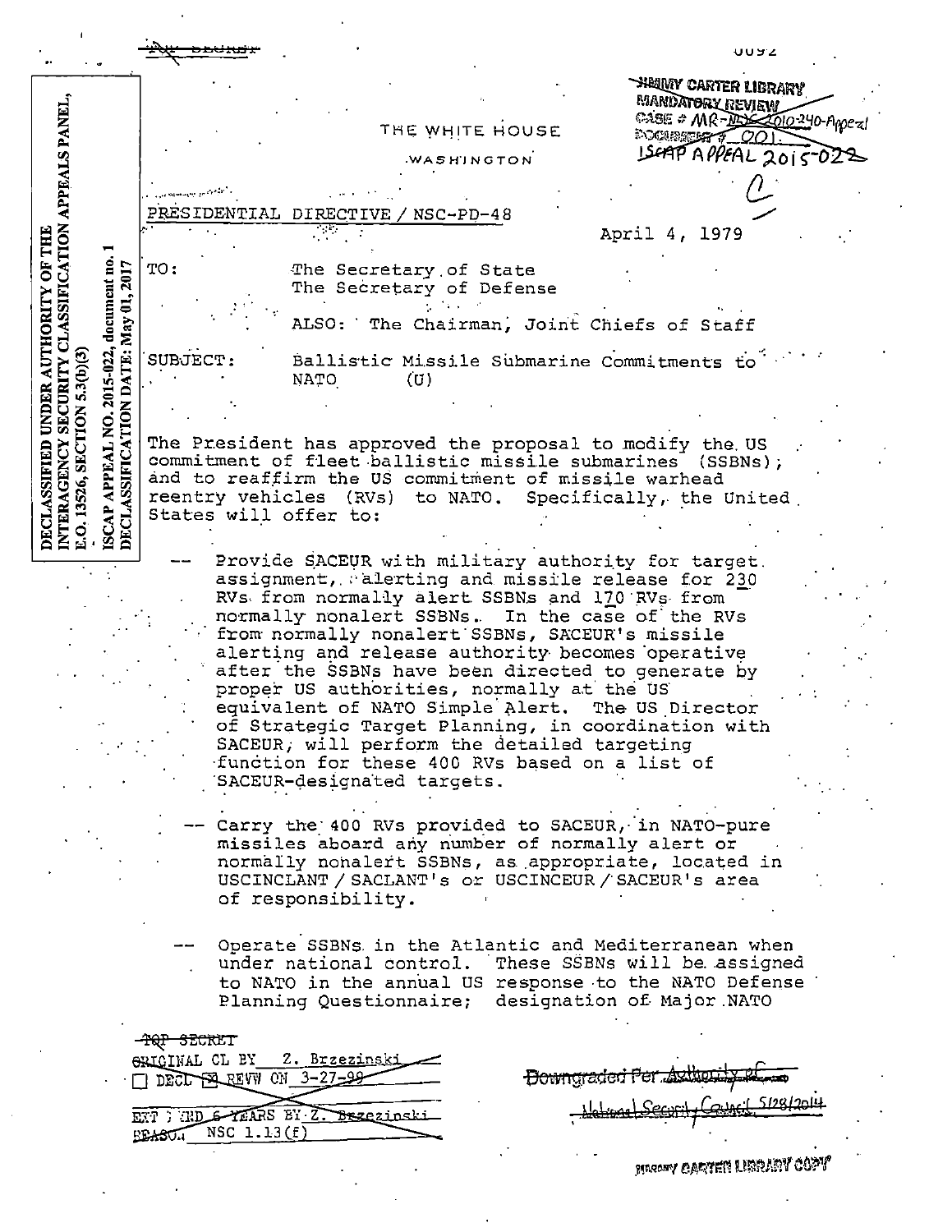TOP SECRET

JIMMY CARTER LIBRARY
MANDATORY REVIEW
CASE # MR-NSC-2010-240-Appeal
DOCUMENT # 001.
ISCAP APPEAL 2015-022

DECLASSIFIED UNDER AUTHORITY OF THE INTERAGENCY SECURITY CLASSIFICATION APPEALS PANEL, E.O. 13526, SECTION 5.3(b)(3)

ISCAP APPEAL NO. 2015-022, document no. 1
DECLASSIFICATION DATE: May 01, 2017

THE WHITE HOUSE

WASHINGTON

PRESIDENTIAL DIRECTIVE / NSC-PD-48

April 4, 1979

TO: The Secretary of State
The Secretary of Defense

ALSO: The Chairman, Joint Chiefs of Staff

SUBJECT: Ballistic Missile Submarine Commitments to NATO (U)

The President has approved the proposal to modify the US commitment of fleet ballistic missile submarines (SSBNs); and to reaffirm the US commitment of missile warhead reentry vehicles (RVs) to NATO. Specifically, the United States will offer to:

-- Provide SACEUR with military authority for target assignment, alerting and missile release for 230 RVs from normally alert SSBNs and 170 RVs from normally nonalert SSBNs. In the case of the RVs from normally nonalert SSBNs, SACEUR's missile alerting and release authority becomes operative after the SSBNs have been directed to generate by proper US authorities, normally at the US equivalent of NATO Simple Alert. The US Director of Strategic Target Planning, in coordination with SACEUR, will perform the detailed targeting function for these 400 RVs based on a list of SACEUR-designated targets.

-- Carry the 400 RVs provided to SACEUR, in NATO-pure missiles aboard any number of normally alert or normally nonalert SSBNs, as appropriate, located in USCINCLANT / SACLANT's or USCINCEUR / SACEUR's area of responsibility.

-- Operate SSBNs in the Atlantic and Mediterranean when under national control. These SSBNs will be assigned to NATO in the annual US response to the NATO Defense Planning Questionnaire; designation of Major NATO

TOP SECRET
ORIGINAL CL BY Z. Brzezinski
☐ DECL ☒ REVW ON 3-27-99
EXT 3RD 6 YEARS BY Z. Brzezinski
REASON NSC 1.13(f)

Downgraded Per Authority of
National Security Council 5/28/2014

JIMMY CARTER LIBRARY COPY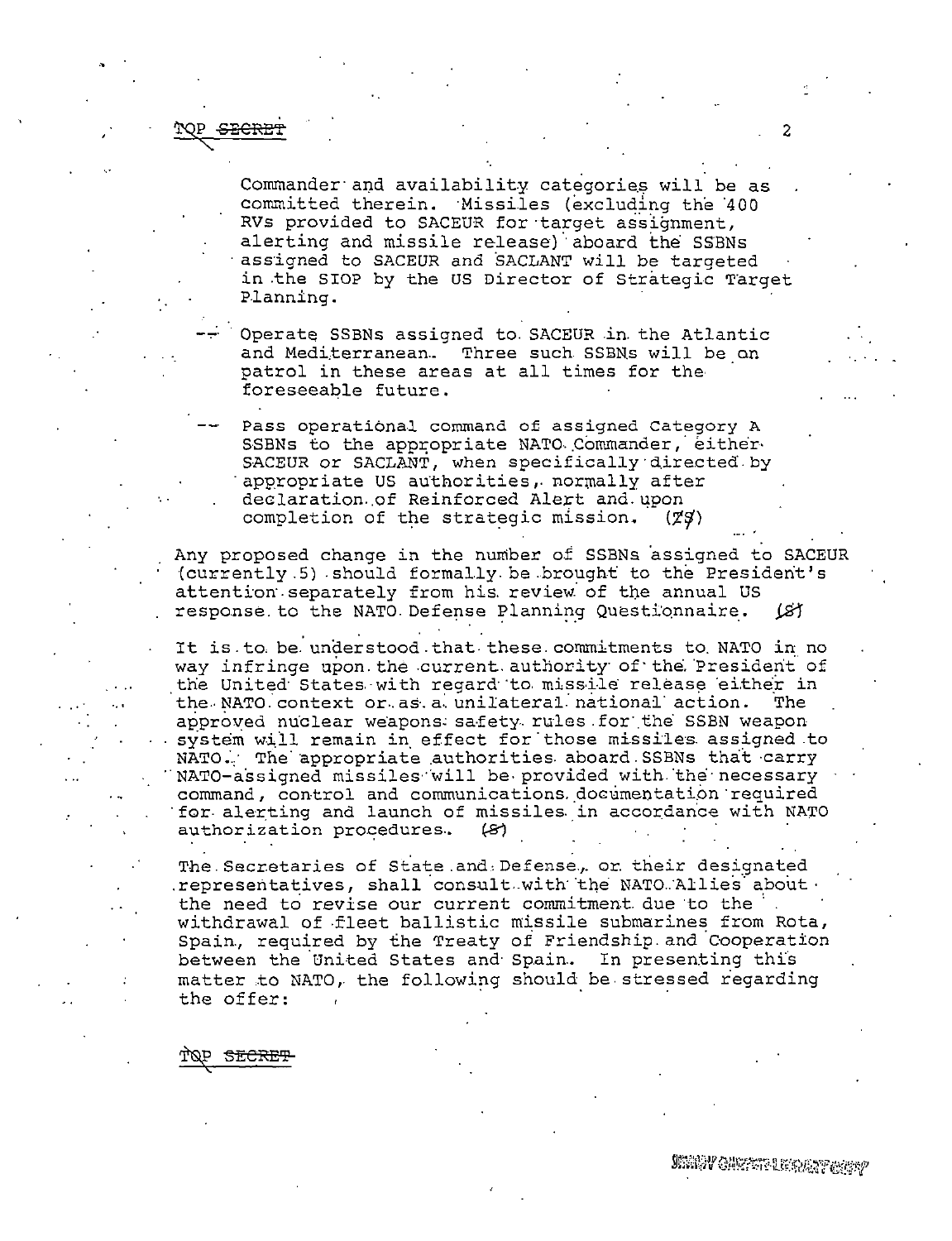TOP ~~SECRET~~

Commander and availability categories will be as committed therein. Missiles (excluding the 400 RVs provided to SACEUR for target assignment, alerting and missile release) aboard the SSBNs assigned to SACEUR and SACLANT will be targeted in the SIOP by the US Director of Strategic Target Planning.

-- Operate SSBNs assigned to SACEUR in the Atlantic and Mediterranean. Three such SSBNs will be on patrol in these areas at all times for the foreseeable future.

-- Pass operational command of assigned Category A SSBNs to the appropriate NATO Commander, either SACEUR or SACLANT, when specifically directed by appropriate US authorities, normally after declaration of Reinforced Alert and upon completion of the strategic mission. (~~TS~~)

Any proposed change in the number of SSBNs assigned to SACEUR (currently 5) should formally be brought to the President's attention separately from his review of the annual US response to the NATO Defense Planning Questionnaire. (~~S~~)

It is to be understood that these commitments to NATO in no way infringe upon the current authority of the President of the United States with regard to missile release either in the NATO context or as a unilateral national action. The approved nuclear weapons safety rules for the SSBN weapon system will remain in effect for those missiles assigned to NATO. The appropriate authorities aboard SSBNs that carry NATO-assigned missiles will be provided with the necessary command, control and communications documentation required for alerting and launch of missiles in accordance with NATO authorization procedures. (~~S~~)

The Secretaries of State and Defense, or their designated representatives, shall consult with the NATO Allies about the need to revise our current commitment due to the withdrawal of fleet ballistic missile submarines from Rota, Spain, required by the Treaty of Friendship and Cooperation between the United States and Spain. In presenting this matter to NATO, the following should be stressed regarding the offer:

TOP ~~SECRET~~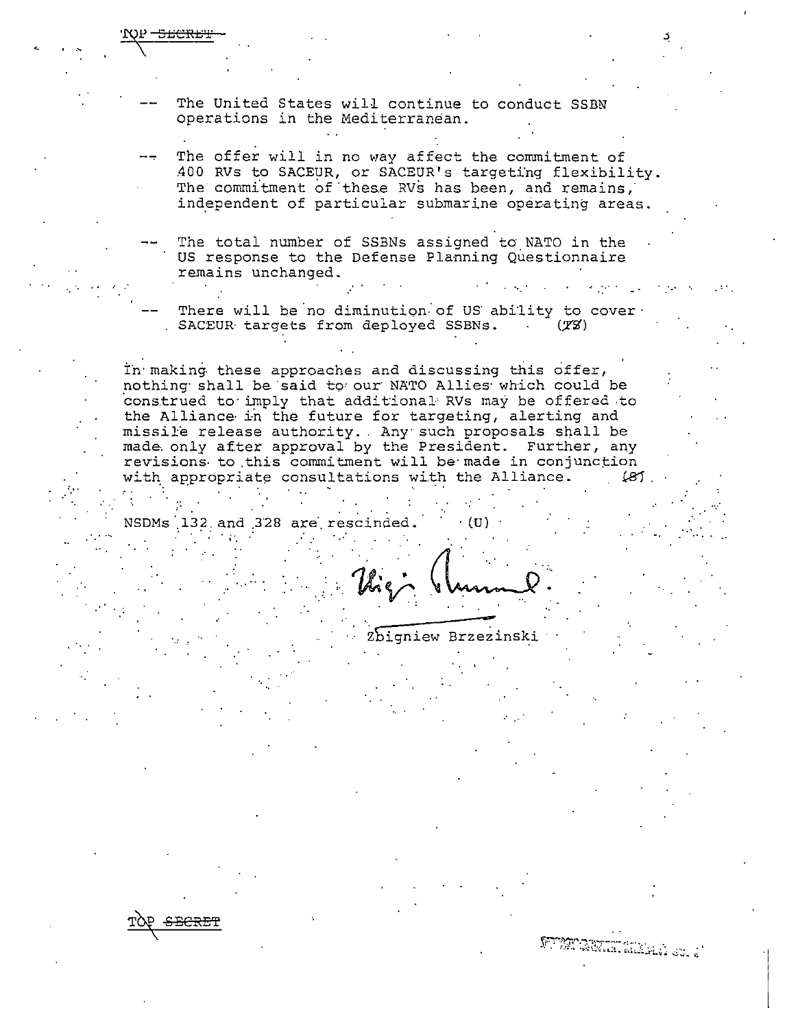TOP ~~SECRET~~

-- The United States will continue to conduct SSBN operations in the Mediterranean.

-- The offer will in no way affect the commitment of 400 RVs to SACEUR, or SACEUR's targeting flexibility. The commitment of these RVs has been, and remains, independent of particular submarine operating areas.

-- The total number of SSBNs assigned to NATO in the US response to the Defense Planning Questionnaire remains unchanged.

-- There will be no diminution of US ability to cover SACEUR targets from deployed SSBNs. (~~TS~~)

In making these approaches and discussing this offer, nothing shall be said to our NATO Allies which could be construed to imply that additional RVs may be offered to the Alliance in the future for targeting, alerting and missile release authority. Any such proposals shall be made only after approval by the President. Further, any revisions to this commitment will be made in conjunction with appropriate consultations with the Alliance. (~~S~~)

NSDMs 132 and 328 are rescinded. (U)

Zbigniew Brzezinski

TOP ~~SECRET~~